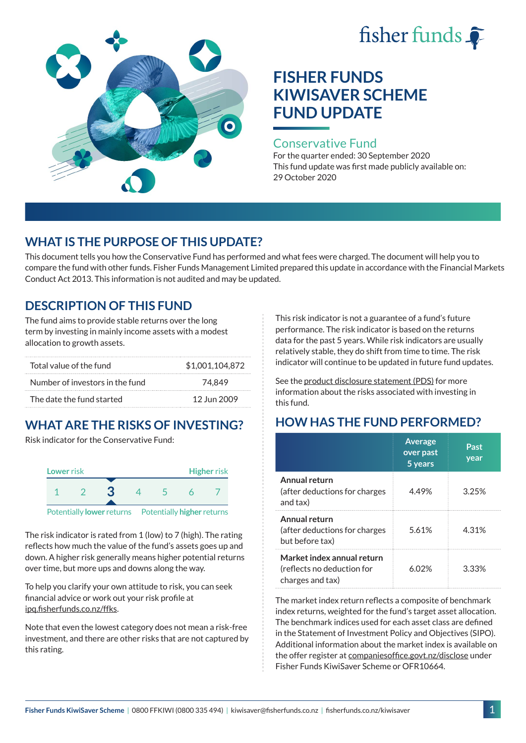# FISHER FUNDS KIWISAVER SCHEME FUND UPDATE

## Conservative Fund

For the quarter ended: 30 September 2020

This fund update was first made publicly available on: 29 October 2020

## WHAT IS THE PURPOSE OF THIS UPDATE?

This document tells you how the Conservative Fund has performed and what fees were charged. The document will help you to compare the fund with other funds. Fisher Funds Management Limited prepared this update in accordance with the Financial Markets Conduct Act 2013. This information is not audited and may be updated.

## DESCRIPTION OF THIS FUND

The fund aims to provide stable returns over the long term by investing in mainly income assets with a modest allocation to growth assets.

| | |
|---|---|
| Total value of the fund | $1,001,104,872 |
| Number of investors in the fund | 74,849 |
| The date the fund started | 12 Jun 2009 |

## WHAT ARE THE RISKS OF INVESTING?

Risk indicator for the Conservative Fund:

Lower risk — Higher risk

1 2 **3** 4 5 6 7

Potentially **lower** returns — Potentially **higher** returns

The risk indicator is rated from 1 (low) to 7 (high). The rating reflects how much the value of the fund's assets goes up and down. A higher risk generally means higher potential returns over time, but more ups and downs along the way.

To help you clarify your own attitude to risk, you can seek financial advice or work out your risk profile at ipq.fisherfunds.co.nz/ffks.

Note that even the lowest category does not mean a risk-free investment, and there are other risks that are not captured by this rating.

This risk indicator is not a guarantee of a fund's future performance. The risk indicator is based on the returns data for the past 5 years. While risk indicators are usually relatively stable, they do shift from time to time. The risk indicator will continue to be updated in future fund updates.

See the product disclosure statement (PDS) for more information about the risks associated with investing in this fund.

## HOW HAS THE FUND PERFORMED?

| | Average over past 5 years | Past year |
|---|---|---|
| **Annual return** (after deductions for charges and tax) | 4.49% | 3.25% |
| **Annual return** (after deductions for charges but before tax) | 5.61% | 4.31% |
| **Market index annual return** (reflects no deduction for charges and tax) | 6.02% | 3.33% |

The market index return reflects a composite of benchmark index returns, weighted for the fund's target asset allocation. The benchmark indices used for each asset class are defined in the Statement of Investment Policy and Objectives (SIPO). Additional information about the market index is available on the offer register at companiesoffice.govt.nz/disclose under Fisher Funds KiwiSaver Scheme or OFR10664.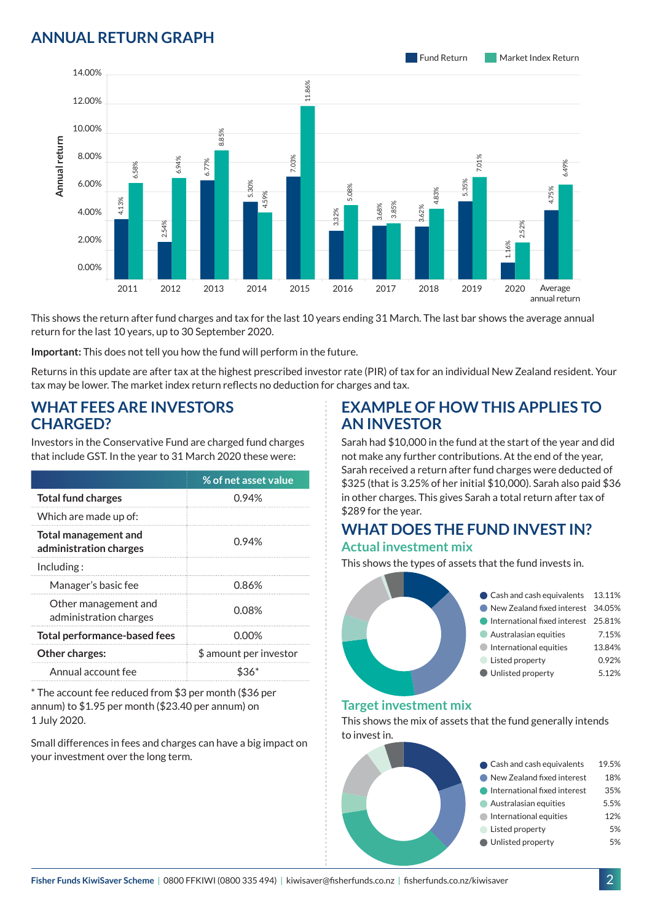## ANNUAL RETURN GRAPH

| Year | Fund Return | Market Index Return |
|---|---|---|
| 2011 | 4.13% | 6.58% |
| 2012 | 2.54% | 6.94% |
| 2013 | 6.77% | 8.85% |
| 2014 | 5.30% | 4.59% |
| 2015 | 7.03% | 11.86% |
| 2016 | 3.32% | 5.08% |
| 2017 | 3.68% | 3.85% |
| 2018 | 3.62% | 4.83% |
| 2019 | 5.35% | 7.01% |
| 2020 | 1.16% | 2.52% |
| Average annual return | 4.75% | 6.49% |

This shows the return after fund charges and tax for the last 10 years ending 31 March. The last bar shows the average annual return for the last 10 years, up to 30 September 2020.

**Important:** This does not tell you how the fund will perform in the future.

Returns in this update are after tax at the highest prescribed investor rate (PIR) of tax for an individual New Zealand resident. Your tax may be lower. The market index return reflects no deduction for charges and tax.

## WHAT FEES ARE INVESTORS CHARGED?

Investors in the Conservative Fund are charged fund charges that include GST. In the year to 31 March 2020 these were:

| | % of net asset value |
|---|---|
| **Total fund charges** | 0.94% |
| Which are made up of: | |
| **Total management and administration charges** | 0.94% |
| Including : | |
| Manager's basic fee | 0.86% |
| Other management and administration charges | 0.08% |
| **Total performance-based fees** | 0.00% |
| **Other charges:** | $ amount per investor |
| Annual account fee | $36* |

* The account fee reduced from $3 per month ($36 per annum) to $1.95 per month ($23.40 per annum) on 1 July 2020.

Small differences in fees and charges can have a big impact on your investment over the long term.

## EXAMPLE OF HOW THIS APPLIES TO AN INVESTOR

Sarah had $10,000 in the fund at the start of the year and did not make any further contributions. At the end of the year, Sarah received a return after fund charges were deducted of $325 (that is 3.25% of her initial $10,000). Sarah also paid $36 in other charges. This gives Sarah a total return after tax of $289 for the year.

## WHAT DOES THE FUND INVEST IN?

### Actual investment mix

This shows the types of assets that the fund invests in.

| Asset | % |
|---|---|
| Cash and cash equivalents | 13.11% |
| New Zealand fixed interest | 34.05% |
| International fixed interest | 25.81% |
| Australasian equities | 7.15% |
| International equities | 13.84% |
| Listed property | 0.92% |
| Unlisted property | 5.12% |

### Target investment mix

This shows the mix of assets that the fund generally intends to invest in.

| Asset | % |
|---|---|
| Cash and cash equivalents | 19.5% |
| New Zealand fixed interest | 18% |
| International fixed interest | 35% |
| Australasian equities | 5.5% |
| International equities | 12% |
| Listed property | 5% |
| Unlisted property | 5% |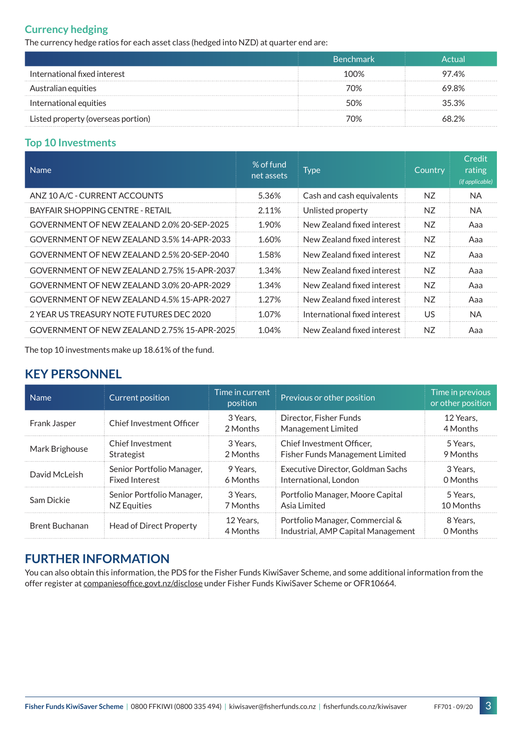## Currency hedging

The currency hedge ratios for each asset class (hedged into NZD) at quarter end are:

| | Benchmark | Actual |
|---|---|---|
| International fixed interest | 100% | 97.4% |
| Australian equities | 70% | 69.8% |
| International equities | 50% | 35.3% |
| Listed property (overseas portion) | 70% | 68.2% |

## Top 10 Investments

| Name | % of fund net assets | Type | Country | Credit rating (if applicable) |
|---|---|---|---|---|
| ANZ 10 A/C - CURRENT ACCOUNTS | 5.36% | Cash and cash equivalents | NZ | NA |
| BAYFAIR SHOPPING CENTRE - RETAIL | 2.11% | Unlisted property | NZ | NA |
| GOVERNMENT OF NEW ZEALAND 2.0% 20-SEP-2025 | 1.90% | New Zealand fixed interest | NZ | Aaa |
| GOVERNMENT OF NEW ZEALAND 3.5% 14-APR-2033 | 1.60% | New Zealand fixed interest | NZ | Aaa |
| GOVERNMENT OF NEW ZEALAND 2.5% 20-SEP-2040 | 1.58% | New Zealand fixed interest | NZ | Aaa |
| GOVERNMENT OF NEW ZEALAND 2.75% 15-APR-2037 | 1.34% | New Zealand fixed interest | NZ | Aaa |
| GOVERNMENT OF NEW ZEALAND 3.0% 20-APR-2029 | 1.34% | New Zealand fixed interest | NZ | Aaa |
| GOVERNMENT OF NEW ZEALAND 4.5% 15-APR-2027 | 1.27% | New Zealand fixed interest | NZ | Aaa |
| 2 YEAR US TREASURY NOTE FUTURES DEC 2020 | 1.07% | International fixed interest | US | NA |
| GOVERNMENT OF NEW ZEALAND 2.75% 15-APR-2025 | 1.04% | New Zealand fixed interest | NZ | Aaa |

The top 10 investments make up 18.61% of the fund.

# KEY PERSONNEL

| Name | Current position | Time in current position | Previous or other position | Time in previous or other position |
|---|---|---|---|---|
| Frank Jasper | Chief Investment Officer | 3 Years, 2 Months | Director, Fisher Funds Management Limited | 12 Years, 4 Months |
| Mark Brighouse | Chief Investment Strategist | 3 Years, 2 Months | Chief Investment Officer, Fisher Funds Management Limited | 5 Years, 9 Months |
| David McLeish | Senior Portfolio Manager, Fixed Interest | 9 Years, 6 Months | Executive Director, Goldman Sachs International, London | 3 Years, 0 Months |
| Sam Dickie | Senior Portfolio Manager, NZ Equities | 3 Years, 7 Months | Portfolio Manager, Moore Capital Asia Limited | 5 Years, 10 Months |
| Brent Buchanan | Head of Direct Property | 12 Years, 4 Months | Portfolio Manager, Commercial & Industrial, AMP Capital Management | 8 Years, 0 Months |

# FURTHER INFORMATION

You can also obtain this information, the PDS for the Fisher Funds KiwiSaver Scheme, and some additional information from the offer register at companiesoffice.govt.nz/disclose under Fisher Funds KiwiSaver Scheme or OFR10664.